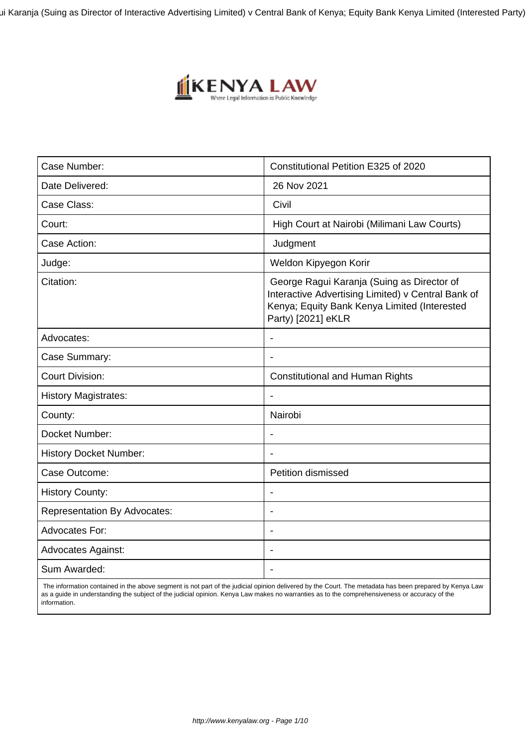| Case Number: | Constitutional Petition E325 of 2020 |
|---|---|
| Date Delivered: | 26 Nov 2021 |
| Case Class: | Civil |
| Court: | High Court at Nairobi (Milimani Law Courts) |
| Case Action: | Judgment |
| Judge: | Weldon Kipyegon Korir |
| Citation: | George Ragui Karanja (Suing as Director of Interactive Advertising Limited) v Central Bank of Kenya; Equity Bank Kenya Limited (Interested Party) [2021] eKLR |
| Advocates: | - |
| Case Summary: | - |
| Court Division: | Constitutional and Human Rights |
| History Magistrates: | - |
| County: | Nairobi |
| Docket Number: | - |
| History Docket Number: | - |
| Case Outcome: | Petition dismissed |
| History County: | - |
| Representation By Advocates: | - |
| Advocates For: | - |
| Advocates Against: | - |
| Sum Awarded: | - |

The information contained in the above segment is not part of the judicial opinion delivered by the Court. The metadata has been prepared by Kenya Law as a guide in understanding the subject of the judicial opinion. Kenya Law makes no warranties as to the comprehensiveness or accuracy of the information.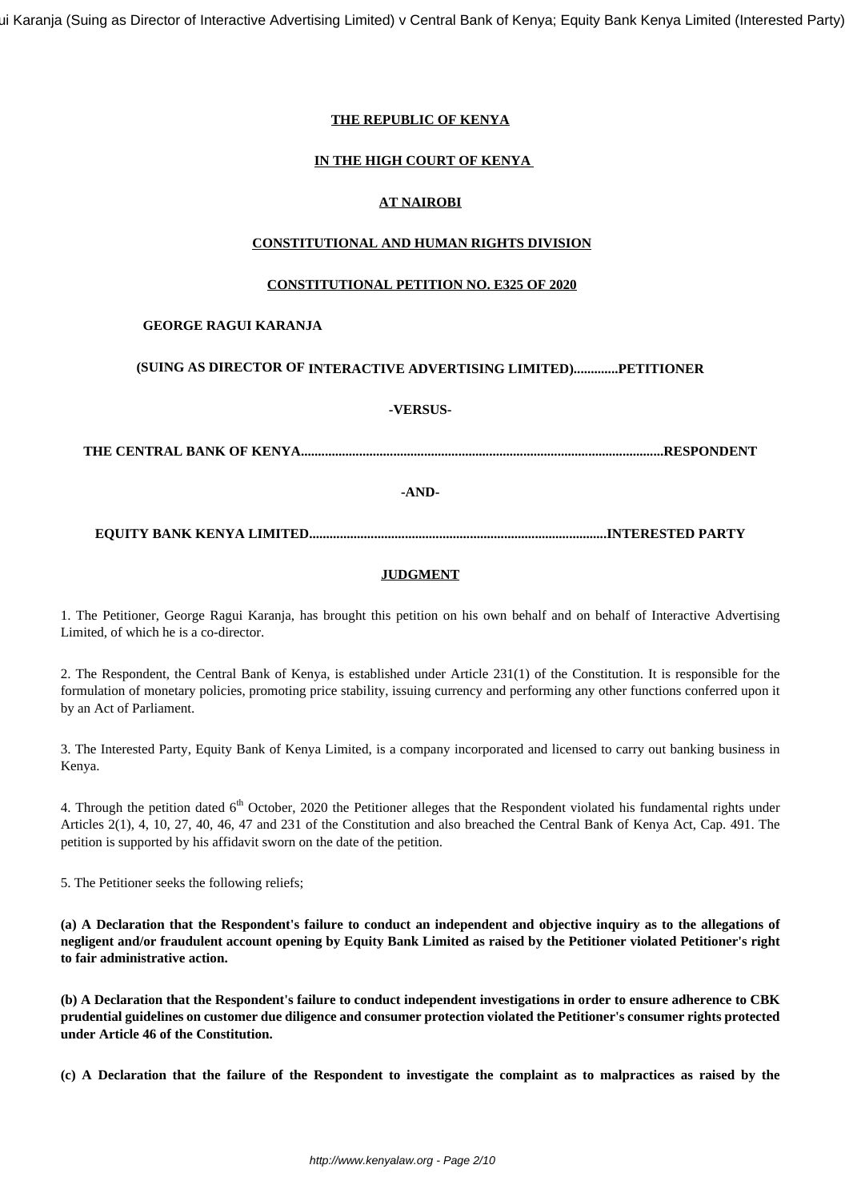**THE REPUBLIC OF KENYA**

**IN THE HIGH COURT OF KENYA**

**AT NAIROBI**

**CONSTITUTIONAL AND HUMAN RIGHTS DIVISION**

**CONSTITUTIONAL PETITION NO. E325 OF 2020**

**GEORGE RAGUI KARANJA**

**(SUING AS DIRECTOR OF INTERACTIVE ADVERTISING LIMITED)............PETITIONER**

**-VERSUS-**

**THE CENTRAL BANK OF KENYA.........................................................................................................RESPONDENT**

**-AND-**

**EQUITY BANK KENYA LIMITED.......................................................................................INTERESTED PARTY**

**JUDGMENT**

1. The Petitioner, George Ragui Karanja, has brought this petition on his own behalf and on behalf of Interactive Advertising Limited, of which he is a co-director.

2. The Respondent, the Central Bank of Kenya, is established under Article 231(1) of the Constitution. It is responsible for the formulation of monetary policies, promoting price stability, issuing currency and performing any other functions conferred upon it by an Act of Parliament.

3. The Interested Party, Equity Bank of Kenya Limited, is a company incorporated and licensed to carry out banking business in Kenya.

4. Through the petition dated 6th October, 2020 the Petitioner alleges that the Respondent violated his fundamental rights under Articles 2(1), 4, 10, 27, 40, 46, 47 and 231 of the Constitution and also breached the Central Bank of Kenya Act, Cap. 491. The petition is supported by his affidavit sworn on the date of the petition.

5. The Petitioner seeks the following reliefs;

**(a) A Declaration that the Respondent's failure to conduct an independent and objective inquiry as to the allegations of negligent and/or fraudulent account opening by Equity Bank Limited as raised by the Petitioner violated Petitioner's right to fair administrative action.**

**(b) A Declaration that the Respondent's failure to conduct independent investigations in order to ensure adherence to CBK prudential guidelines on customer due diligence and consumer protection violated the Petitioner's consumer rights protected under Article 46 of the Constitution.**

**(c) A Declaration that the failure of the Respondent to investigate the complaint as to malpractices as raised by the**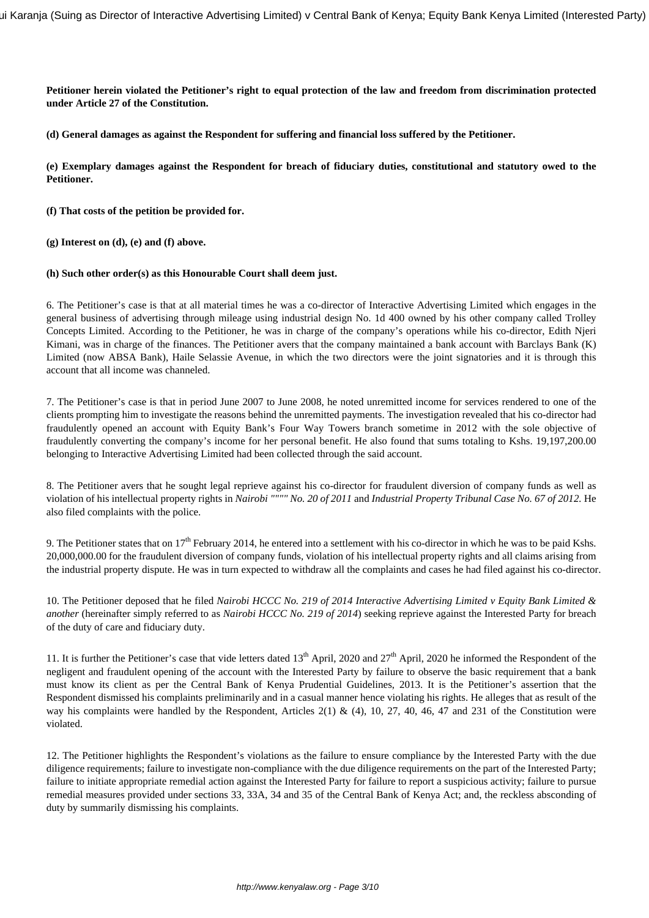**Petitioner herein violated the Petitioner's right to equal protection of the law and freedom from discrimination protected under Article 27 of the Constitution.**

**(d) General damages as against the Respondent for suffering and financial loss suffered by the Petitioner.**

**(e) Exemplary damages against the Respondent for breach of fiduciary duties, constitutional and statutory owed to the Petitioner.**

**(f) That costs of the petition be provided for.**

**(g) Interest on (d), (e) and (f) above.**

**(h) Such other order(s) as this Honourable Court shall deem just.**

6. The Petitioner's case is that at all material times he was a co-director of Interactive Advertising Limited which engages in the general business of advertising through mileage using industrial design No. 1d 400 owned by his other company called Trolley Concepts Limited. According to the Petitioner, he was in charge of the company's operations while his co-director, Edith Njeri Kimani, was in charge of the finances. The Petitioner avers that the company maintained a bank account with Barclays Bank (K) Limited (now ABSA Bank), Haile Selassie Avenue, in which the two directors were the joint signatories and it is through this account that all income was channeled.

7. The Petitioner's case is that in period June 2007 to June 2008, he noted unremitted income for services rendered to one of the clients prompting him to investigate the reasons behind the unremitted payments. The investigation revealed that his co-director had fraudulently opened an account with Equity Bank's Four Way Towers branch sometime in 2012 with the sole objective of fraudulently converting the company's income for her personal benefit. He also found that sums totaling to Kshs. 19,197,200.00 belonging to Interactive Advertising Limited had been collected through the said account.

8. The Petitioner avers that he sought legal reprieve against his co-director for fraudulent diversion of company funds as well as violation of his intellectual property rights in *Nairobi """" No. 20 of 2011* and *Industrial Property Tribunal Case No. 67 of 2012.* He also filed complaints with the police.

9. The Petitioner states that on 17th February 2014, he entered into a settlement with his co-director in which he was to be paid Kshs. 20,000,000.00 for the fraudulent diversion of company funds, violation of his intellectual property rights and all claims arising from the industrial property dispute. He was in turn expected to withdraw all the complaints and cases he had filed against his co-director.

10. The Petitioner deposed that he filed *Nairobi HCCC No. 219 of 2014 Interactive Advertising Limited v Equity Bank Limited & another* (hereinafter simply referred to as *Nairobi HCCC No. 219 of 2014*) seeking reprieve against the Interested Party for breach of the duty of care and fiduciary duty.

11. It is further the Petitioner's case that vide letters dated 13th April, 2020 and 27th April, 2020 he informed the Respondent of the negligent and fraudulent opening of the account with the Interested Party by failure to observe the basic requirement that a bank must know its client as per the Central Bank of Kenya Prudential Guidelines, 2013. It is the Petitioner's assertion that the Respondent dismissed his complaints preliminarily and in a casual manner hence violating his rights. He alleges that as result of the way his complaints were handled by the Respondent, Articles 2(1) & (4), 10, 27, 40, 46, 47 and 231 of the Constitution were violated.

12. The Petitioner highlights the Respondent's violations as the failure to ensure compliance by the Interested Party with the due diligence requirements; failure to investigate non-compliance with the due diligence requirements on the part of the Interested Party; failure to initiate appropriate remedial action against the Interested Party for failure to report a suspicious activity; failure to pursue remedial measures provided under sections 33, 33A, 34 and 35 of the Central Bank of Kenya Act; and, the reckless absconding of duty by summarily dismissing his complaints.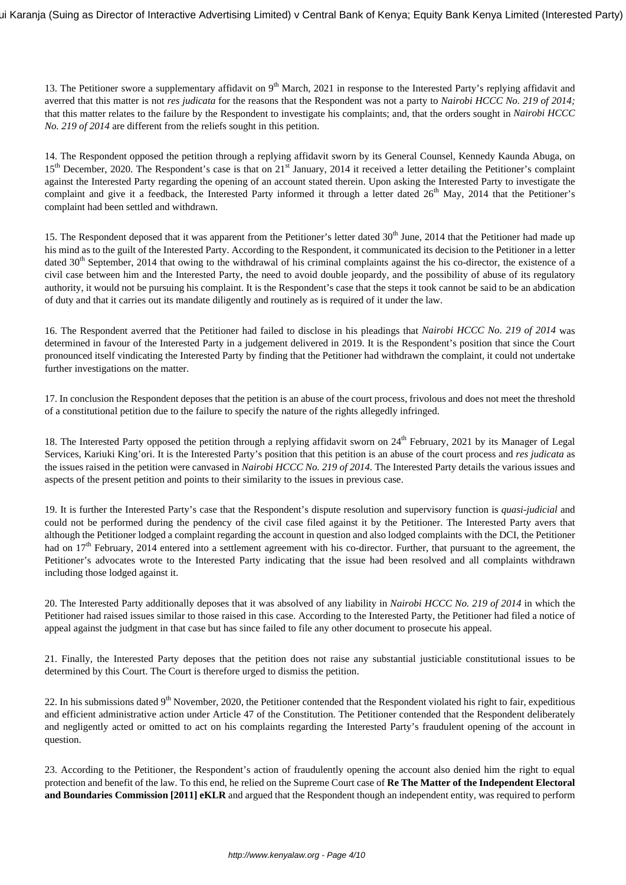13. The Petitioner swore a supplementary affidavit on 9th March, 2021 in response to the Interested Party's replying affidavit and averred that this matter is not *res judicata* for the reasons that the Respondent was not a party to *Nairobi HCCC No. 219 of 2014;* that this matter relates to the failure by the Respondent to investigate his complaints; and, that the orders sought in *Nairobi HCCC No. 219 of 2014* are different from the reliefs sought in this petition.

14. The Respondent opposed the petition through a replying affidavit sworn by its General Counsel, Kennedy Kaunda Abuga, on 15th December, 2020. The Respondent's case is that on 21st January, 2014 it received a letter detailing the Petitioner's complaint against the Interested Party regarding the opening of an account stated therein. Upon asking the Interested Party to investigate the complaint and give it a feedback, the Interested Party informed it through a letter dated 26th May, 2014 that the Petitioner's complaint had been settled and withdrawn.

15. The Respondent deposed that it was apparent from the Petitioner's letter dated 30th June, 2014 that the Petitioner had made up his mind as to the guilt of the Interested Party. According to the Respondent, it communicated its decision to the Petitioner in a letter dated 30th September, 2014 that owing to the withdrawal of his criminal complaints against the his co-director, the existence of a civil case between him and the Interested Party, the need to avoid double jeopardy, and the possibility of abuse of its regulatory authority, it would not be pursuing his complaint. It is the Respondent's case that the steps it took cannot be said to be an abdication of duty and that it carries out its mandate diligently and routinely as is required of it under the law.

16. The Respondent averred that the Petitioner had failed to disclose in his pleadings that *Nairobi HCCC No. 219 of 2014* was determined in favour of the Interested Party in a judgement delivered in 2019. It is the Respondent's position that since the Court pronounced itself vindicating the Interested Party by finding that the Petitioner had withdrawn the complaint, it could not undertake further investigations on the matter.

17. In conclusion the Respondent deposes that the petition is an abuse of the court process, frivolous and does not meet the threshold of a constitutional petition due to the failure to specify the nature of the rights allegedly infringed.

18. The Interested Party opposed the petition through a replying affidavit sworn on 24th February, 2021 by its Manager of Legal Services, Kariuki King'ori. It is the Interested Party's position that this petition is an abuse of the court process and *res judicata* as the issues raised in the petition were canvased in *Nairobi HCCC No. 219 of 2014.* The Interested Party details the various issues and aspects of the present petition and points to their similarity to the issues in previous case.

19. It is further the Interested Party's case that the Respondent's dispute resolution and supervisory function is *quasi-judicial* and could not be performed during the pendency of the civil case filed against it by the Petitioner. The Interested Party avers that although the Petitioner lodged a complaint regarding the account in question and also lodged complaints with the DCI, the Petitioner had on 17th February, 2014 entered into a settlement agreement with his co-director. Further, that pursuant to the agreement, the Petitioner's advocates wrote to the Interested Party indicating that the issue had been resolved and all complaints withdrawn including those lodged against it.

20. The Interested Party additionally deposes that it was absolved of any liability in *Nairobi HCCC No. 219 of 2014* in which the Petitioner had raised issues similar to those raised in this case. According to the Interested Party, the Petitioner had filed a notice of appeal against the judgment in that case but has since failed to file any other document to prosecute his appeal.

21. Finally, the Interested Party deposes that the petition does not raise any substantial justiciable constitutional issues to be determined by this Court. The Court is therefore urged to dismiss the petition.

22. In his submissions dated 9th November, 2020, the Petitioner contended that the Respondent violated his right to fair, expeditious and efficient administrative action under Article 47 of the Constitution. The Petitioner contended that the Respondent deliberately and negligently acted or omitted to act on his complaints regarding the Interested Party's fraudulent opening of the account in question.

23. According to the Petitioner, the Respondent's action of fraudulently opening the account also denied him the right to equal protection and benefit of the law. To this end, he relied on the Supreme Court case of **Re The Matter of the Independent Electoral and Boundaries Commission [2011] eKLR** and argued that the Respondent though an independent entity, was required to perform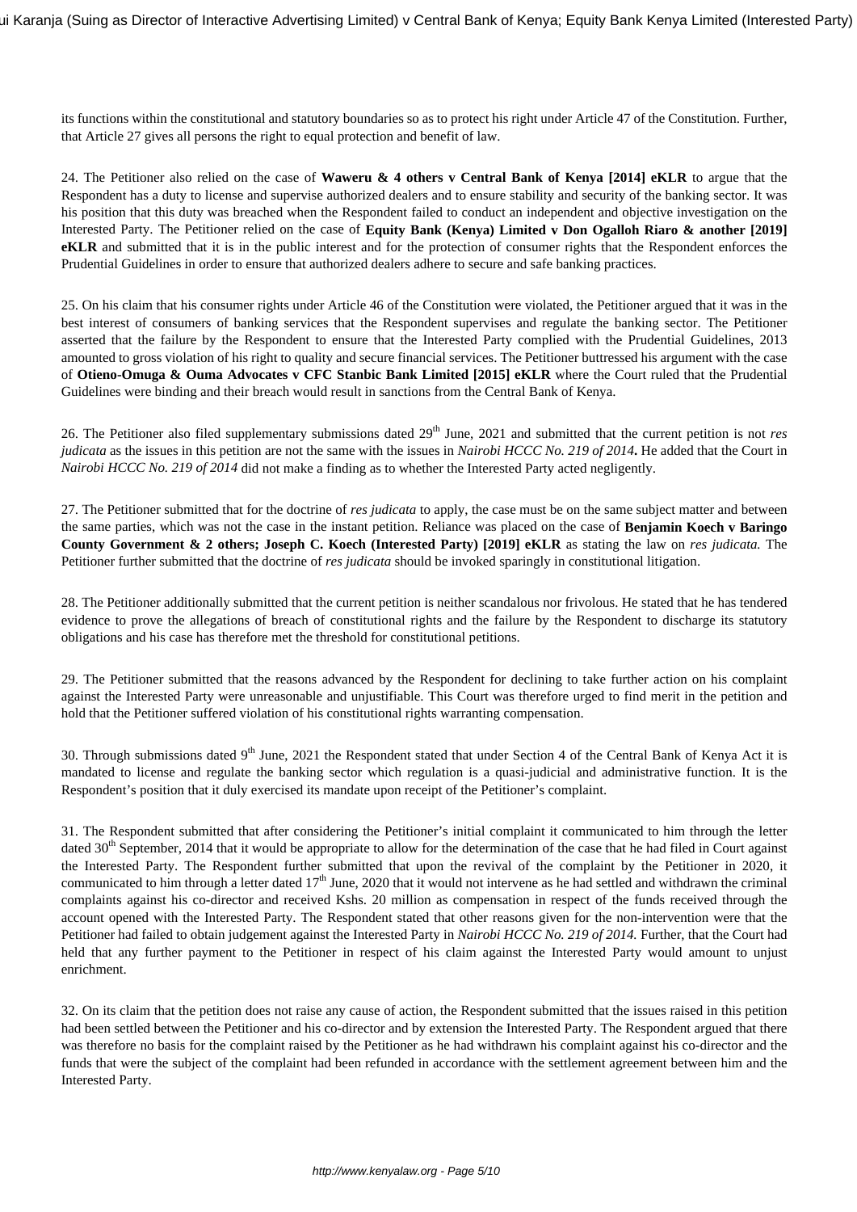its functions within the constitutional and statutory boundaries so as to protect his right under Article 47 of the Constitution. Further, that Article 27 gives all persons the right to equal protection and benefit of law.

24. The Petitioner also relied on the case of **Waweru & 4 others v Central Bank of Kenya [2014] eKLR** to argue that the Respondent has a duty to license and supervise authorized dealers and to ensure stability and security of the banking sector. It was his position that this duty was breached when the Respondent failed to conduct an independent and objective investigation on the Interested Party. The Petitioner relied on the case of **Equity Bank (Kenya) Limited v Don Ogalloh Riaro & another [2019] eKLR** and submitted that it is in the public interest and for the protection of consumer rights that the Respondent enforces the Prudential Guidelines in order to ensure that authorized dealers adhere to secure and safe banking practices.

25. On his claim that his consumer rights under Article 46 of the Constitution were violated, the Petitioner argued that it was in the best interest of consumers of banking services that the Respondent supervises and regulate the banking sector. The Petitioner asserted that the failure by the Respondent to ensure that the Interested Party complied with the Prudential Guidelines, 2013 amounted to gross violation of his right to quality and secure financial services. The Petitioner buttressed his argument with the case of **Otieno-Omuga & Ouma Advocates v CFC Stanbic Bank Limited [2015] eKLR** where the Court ruled that the Prudential Guidelines were binding and their breach would result in sanctions from the Central Bank of Kenya.

26. The Petitioner also filed supplementary submissions dated 29th June, 2021 and submitted that the current petition is not *res judicata* as the issues in this petition are not the same with the issues in *Nairobi HCCC No. 219 of 2014***.** He added that the Court in *Nairobi HCCC No. 219 of 2014* did not make a finding as to whether the Interested Party acted negligently.

27. The Petitioner submitted that for the doctrine of *res judicata* to apply, the case must be on the same subject matter and between the same parties, which was not the case in the instant petition. Reliance was placed on the case of **Benjamin Koech v Baringo County Government & 2 others; Joseph C. Koech (Interested Party) [2019] eKLR** as stating the law on *res judicata.* The Petitioner further submitted that the doctrine of *res judicata* should be invoked sparingly in constitutional litigation.

28. The Petitioner additionally submitted that the current petition is neither scandalous nor frivolous. He stated that he has tendered evidence to prove the allegations of breach of constitutional rights and the failure by the Respondent to discharge its statutory obligations and his case has therefore met the threshold for constitutional petitions.

29. The Petitioner submitted that the reasons advanced by the Respondent for declining to take further action on his complaint against the Interested Party were unreasonable and unjustifiable. This Court was therefore urged to find merit in the petition and hold that the Petitioner suffered violation of his constitutional rights warranting compensation.

30. Through submissions dated 9th June, 2021 the Respondent stated that under Section 4 of the Central Bank of Kenya Act it is mandated to license and regulate the banking sector which regulation is a quasi-judicial and administrative function. It is the Respondent's position that it duly exercised its mandate upon receipt of the Petitioner's complaint.

31. The Respondent submitted that after considering the Petitioner's initial complaint it communicated to him through the letter dated 30th September, 2014 that it would be appropriate to allow for the determination of the case that he had filed in Court against the Interested Party. The Respondent further submitted that upon the revival of the complaint by the Petitioner in 2020, it communicated to him through a letter dated 17th June, 2020 that it would not intervene as he had settled and withdrawn the criminal complaints against his co-director and received Kshs. 20 million as compensation in respect of the funds received through the account opened with the Interested Party. The Respondent stated that other reasons given for the non-intervention were that the Petitioner had failed to obtain judgement against the Interested Party in *Nairobi HCCC No. 219 of 2014.* Further, that the Court had held that any further payment to the Petitioner in respect of his claim against the Interested Party would amount to unjust enrichment.

32. On its claim that the petition does not raise any cause of action, the Respondent submitted that the issues raised in this petition had been settled between the Petitioner and his co-director and by extension the Interested Party. The Respondent argued that there was therefore no basis for the complaint raised by the Petitioner as he had withdrawn his complaint against his co-director and the funds that were the subject of the complaint had been refunded in accordance with the settlement agreement between him and the Interested Party.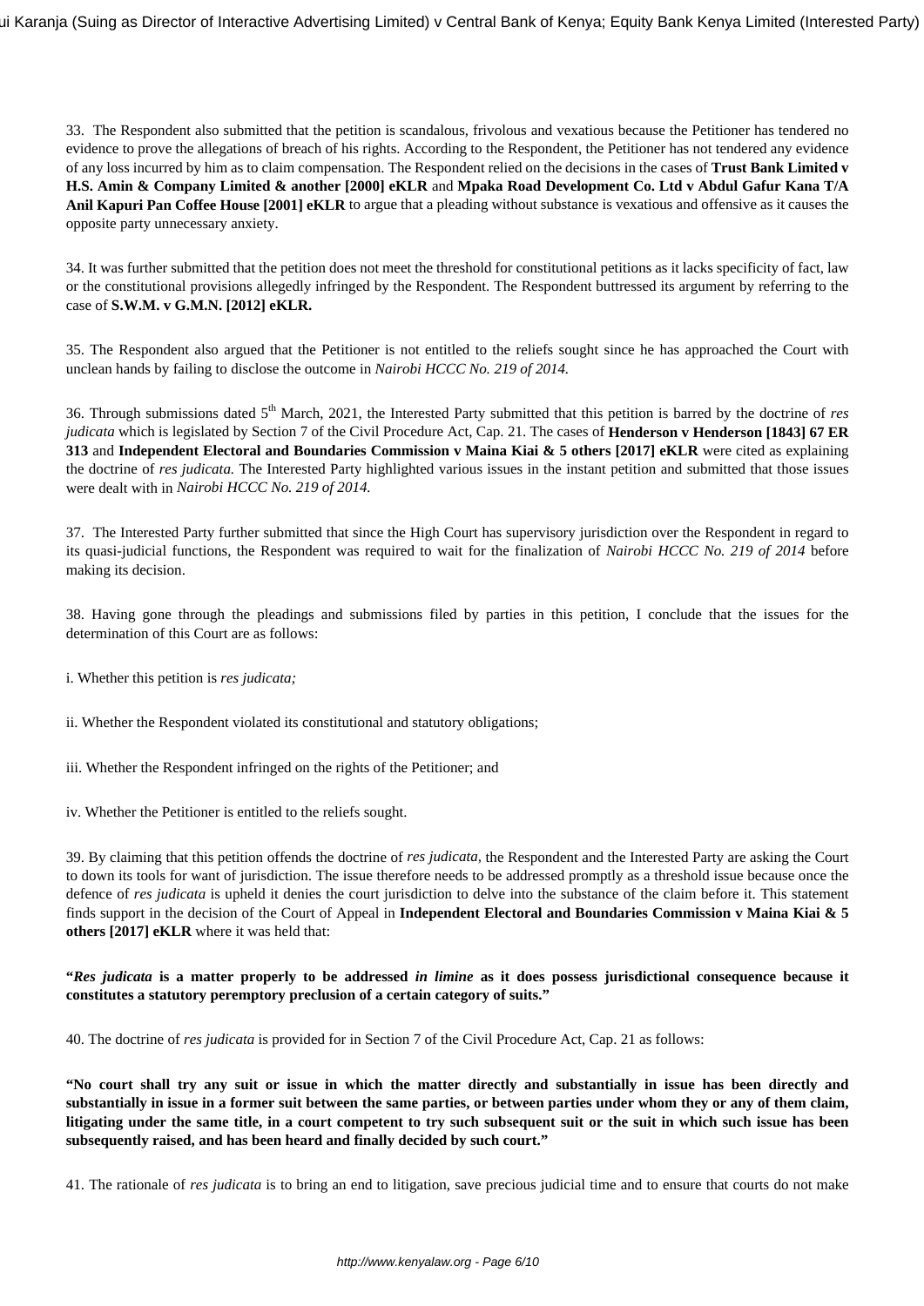33. The Respondent also submitted that the petition is scandalous, frivolous and vexatious because the Petitioner has tendered no evidence to prove the allegations of breach of his rights. According to the Respondent, the Petitioner has not tendered any evidence of any loss incurred by him as to claim compensation. The Respondent relied on the decisions in the cases of **Trust Bank Limited v H.S. Amin & Company Limited & another [2000] eKLR** and **Mpaka Road Development Co. Ltd v Abdul Gafur Kana T/A Anil Kapuri Pan Coffee House [2001] eKLR** to argue that a pleading without substance is vexatious and offensive as it causes the opposite party unnecessary anxiety.

34. It was further submitted that the petition does not meet the threshold for constitutional petitions as it lacks specificity of fact, law or the constitutional provisions allegedly infringed by the Respondent. The Respondent buttressed its argument by referring to the case of **S.W.M. v G.M.N. [2012] eKLR.**

35. The Respondent also argued that the Petitioner is not entitled to the reliefs sought since he has approached the Court with unclean hands by failing to disclose the outcome in *Nairobi HCCC No. 219 of 2014.*

36. Through submissions dated 5th March, 2021, the Interested Party submitted that this petition is barred by the doctrine of *res judicata* which is legislated by Section 7 of the Civil Procedure Act, Cap. 21. The cases of **Henderson v Henderson [1843] 67 ER 313** and **Independent Electoral and Boundaries Commission v Maina Kiai & 5 others [2017] eKLR** were cited as explaining the doctrine of *res judicata.* The Interested Party highlighted various issues in the instant petition and submitted that those issues were dealt with in *Nairobi HCCC No. 219 of 2014.*

37. The Interested Party further submitted that since the High Court has supervisory jurisdiction over the Respondent in regard to its quasi-judicial functions, the Respondent was required to wait for the finalization of *Nairobi HCCC No. 219 of 2014* before making its decision.

38. Having gone through the pleadings and submissions filed by parties in this petition, I conclude that the issues for the determination of this Court are as follows:

i. Whether this petition is *res judicata;*

ii. Whether the Respondent violated its constitutional and statutory obligations;

iii. Whether the Respondent infringed on the rights of the Petitioner; and

iv. Whether the Petitioner is entitled to the reliefs sought.

39. By claiming that this petition offends the doctrine of *res judicata,* the Respondent and the Interested Party are asking the Court to down its tools for want of jurisdiction. The issue therefore needs to be addressed promptly as a threshold issue because once the defence of *res judicata* is upheld it denies the court jurisdiction to delve into the substance of the claim before it. This statement finds support in the decision of the Court of Appeal in **Independent Electoral and Boundaries Commission v Maina Kiai & 5 others [2017] eKLR** where it was held that:

**"*Res judicata* is a matter properly to be addressed *in limine* as it does possess jurisdictional consequence because it constitutes a statutory peremptory preclusion of a certain category of suits."**

40. The doctrine of *res judicata* is provided for in Section 7 of the Civil Procedure Act, Cap. 21 as follows:

**"No court shall try any suit or issue in which the matter directly and substantially in issue has been directly and substantially in issue in a former suit between the same parties, or between parties under whom they or any of them claim, litigating under the same title, in a court competent to try such subsequent suit or the suit in which such issue has been subsequently raised, and has been heard and finally decided by such court."**

41. The rationale of *res judicata* is to bring an end to litigation, save precious judicial time and to ensure that courts do not make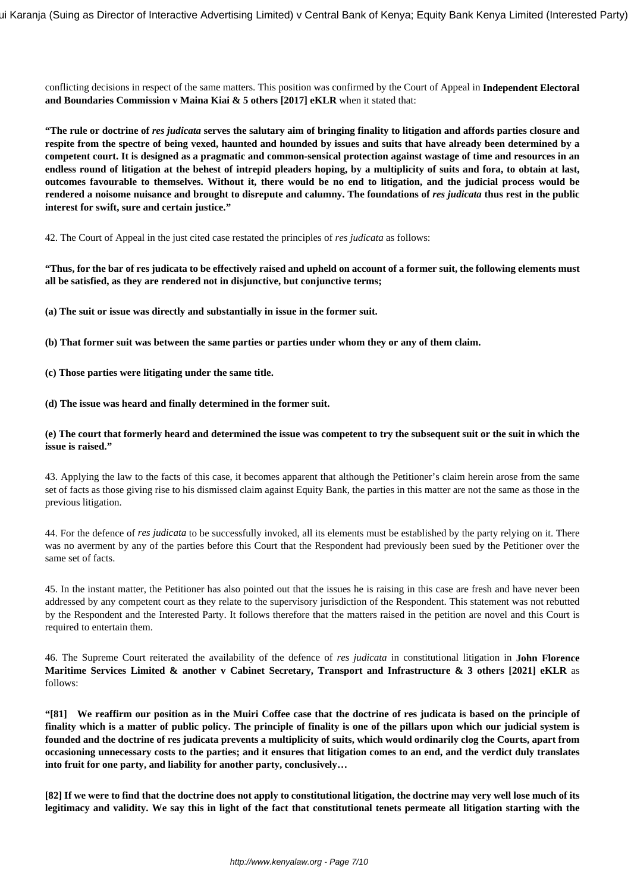conflicting decisions in respect of the same matters. This position was confirmed by the Court of Appeal in **Independent Electoral and Boundaries Commission v Maina Kiai & 5 others [2017] eKLR** when it stated that:

**"The rule or doctrine of *res judicata* serves the salutary aim of bringing finality to litigation and affords parties closure and respite from the spectre of being vexed, haunted and hounded by issues and suits that have already been determined by a competent court. It is designed as a pragmatic and common-sensical protection against wastage of time and resources in an endless round of litigation at the behest of intrepid pleaders hoping, by a multiplicity of suits and fora, to obtain at last, outcomes favourable to themselves. Without it, there would be no end to litigation, and the judicial process would be rendered a noisome nuisance and brought to disrepute and calumny. The foundations of *res judicata* thus rest in the public interest for swift, sure and certain justice."**

42. The Court of Appeal in the just cited case restated the principles of *res judicata* as follows:

**"Thus, for the bar of res judicata to be effectively raised and upheld on account of a former suit, the following elements must all be satisfied, as they are rendered not in disjunctive, but conjunctive terms;**

**(a) The suit or issue was directly and substantially in issue in the former suit.**

**(b) That former suit was between the same parties or parties under whom they or any of them claim.**

**(c) Those parties were litigating under the same title.**

**(d) The issue was heard and finally determined in the former suit.**

**(e) The court that formerly heard and determined the issue was competent to try the subsequent suit or the suit in which the issue is raised."**

43. Applying the law to the facts of this case, it becomes apparent that although the Petitioner's claim herein arose from the same set of facts as those giving rise to his dismissed claim against Equity Bank, the parties in this matter are not the same as those in the previous litigation.

44. For the defence of *res judicata* to be successfully invoked, all its elements must be established by the party relying on it. There was no averment by any of the parties before this Court that the Respondent had previously been sued by the Petitioner over the same set of facts.

45. In the instant matter, the Petitioner has also pointed out that the issues he is raising in this case are fresh and have never been addressed by any competent court as they relate to the supervisory jurisdiction of the Respondent. This statement was not rebutted by the Respondent and the Interested Party. It follows therefore that the matters raised in the petition are novel and this Court is required to entertain them.

46. The Supreme Court reiterated the availability of the defence of *res judicata* in constitutional litigation in **John Florence Maritime Services Limited & another v Cabinet Secretary, Transport and Infrastructure & 3 others [2021] eKLR** as follows:

**"[81] We reaffirm our position as in the Muiri Coffee case that the doctrine of res judicata is based on the principle of finality which is a matter of public policy. The principle of finality is one of the pillars upon which our judicial system is founded and the doctrine of res judicata prevents a multiplicity of suits, which would ordinarily clog the Courts, apart from occasioning unnecessary costs to the parties; and it ensures that litigation comes to an end, and the verdict duly translates into fruit for one party, and liability for another party, conclusively…**

**[82] If we were to find that the doctrine does not apply to constitutional litigation, the doctrine may very well lose much of its legitimacy and validity. We say this in light of the fact that constitutional tenets permeate all litigation starting with the**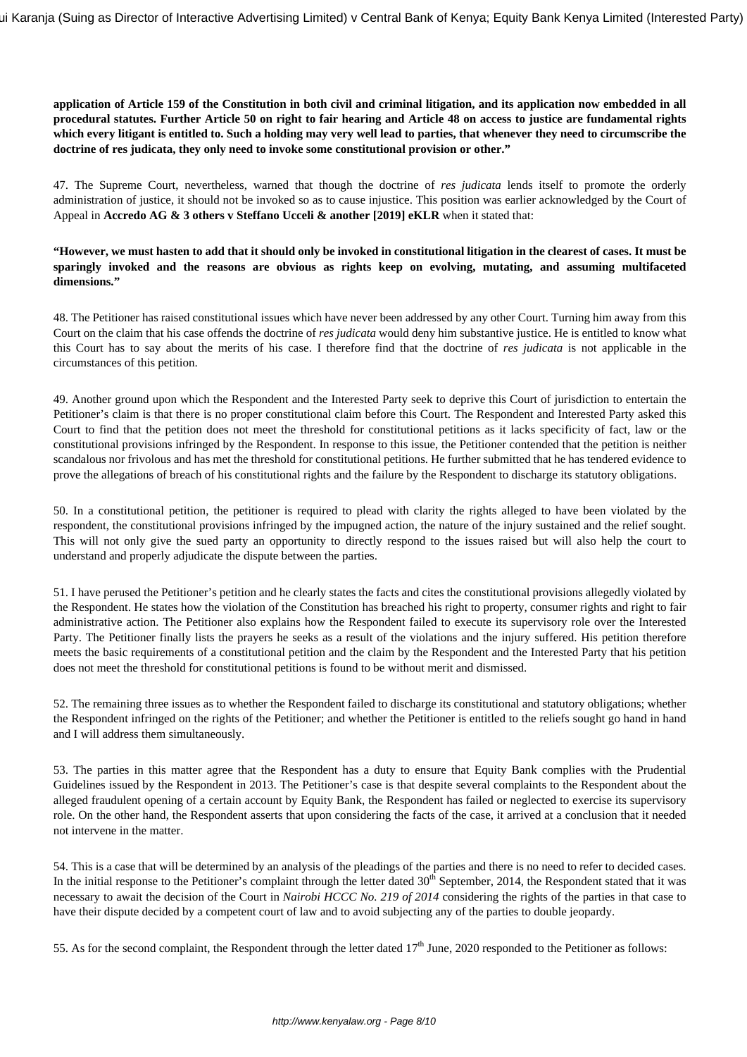**application of Article 159 of the Constitution in both civil and criminal litigation, and its application now embedded in all procedural statutes. Further Article 50 on right to fair hearing and Article 48 on access to justice are fundamental rights which every litigant is entitled to. Such a holding may very well lead to parties, that whenever they need to circumscribe the doctrine of res judicata, they only need to invoke some constitutional provision or other."**

47. The Supreme Court, nevertheless, warned that though the doctrine of *res judicata* lends itself to promote the orderly administration of justice, it should not be invoked so as to cause injustice. This position was earlier acknowledged by the Court of Appeal in **Accredo AG & 3 others v Steffano Ucceli & another [2019] eKLR** when it stated that:

**"However, we must hasten to add that it should only be invoked in constitutional litigation in the clearest of cases. It must be sparingly invoked and the reasons are obvious as rights keep on evolving, mutating, and assuming multifaceted dimensions."**

48. The Petitioner has raised constitutional issues which have never been addressed by any other Court. Turning him away from this Court on the claim that his case offends the doctrine of *res judicata* would deny him substantive justice. He is entitled to know what this Court has to say about the merits of his case. I therefore find that the doctrine of *res judicata* is not applicable in the circumstances of this petition.

49. Another ground upon which the Respondent and the Interested Party seek to deprive this Court of jurisdiction to entertain the Petitioner's claim is that there is no proper constitutional claim before this Court. The Respondent and Interested Party asked this Court to find that the petition does not meet the threshold for constitutional petitions as it lacks specificity of fact, law or the constitutional provisions infringed by the Respondent. In response to this issue, the Petitioner contended that the petition is neither scandalous nor frivolous and has met the threshold for constitutional petitions. He further submitted that he has tendered evidence to prove the allegations of breach of his constitutional rights and the failure by the Respondent to discharge its statutory obligations.

50. In a constitutional petition, the petitioner is required to plead with clarity the rights alleged to have been violated by the respondent, the constitutional provisions infringed by the impugned action, the nature of the injury sustained and the relief sought. This will not only give the sued party an opportunity to directly respond to the issues raised but will also help the court to understand and properly adjudicate the dispute between the parties.

51. I have perused the Petitioner's petition and he clearly states the facts and cites the constitutional provisions allegedly violated by the Respondent. He states how the violation of the Constitution has breached his right to property, consumer rights and right to fair administrative action. The Petitioner also explains how the Respondent failed to execute its supervisory role over the Interested Party. The Petitioner finally lists the prayers he seeks as a result of the violations and the injury suffered. His petition therefore meets the basic requirements of a constitutional petition and the claim by the Respondent and the Interested Party that his petition does not meet the threshold for constitutional petitions is found to be without merit and dismissed.

52. The remaining three issues as to whether the Respondent failed to discharge its constitutional and statutory obligations; whether the Respondent infringed on the rights of the Petitioner; and whether the Petitioner is entitled to the reliefs sought go hand in hand and I will address them simultaneously.

53. The parties in this matter agree that the Respondent has a duty to ensure that Equity Bank complies with the Prudential Guidelines issued by the Respondent in 2013. The Petitioner's case is that despite several complaints to the Respondent about the alleged fraudulent opening of a certain account by Equity Bank, the Respondent has failed or neglected to exercise its supervisory role. On the other hand, the Respondent asserts that upon considering the facts of the case, it arrived at a conclusion that it needed not intervene in the matter.

54. This is a case that will be determined by an analysis of the pleadings of the parties and there is no need to refer to decided cases. In the initial response to the Petitioner's complaint through the letter dated 30th September, 2014, the Respondent stated that it was necessary to await the decision of the Court in *Nairobi HCCC No. 219 of 2014* considering the rights of the parties in that case to have their dispute decided by a competent court of law and to avoid subjecting any of the parties to double jeopardy.

55. As for the second complaint, the Respondent through the letter dated 17th June, 2020 responded to the Petitioner as follows: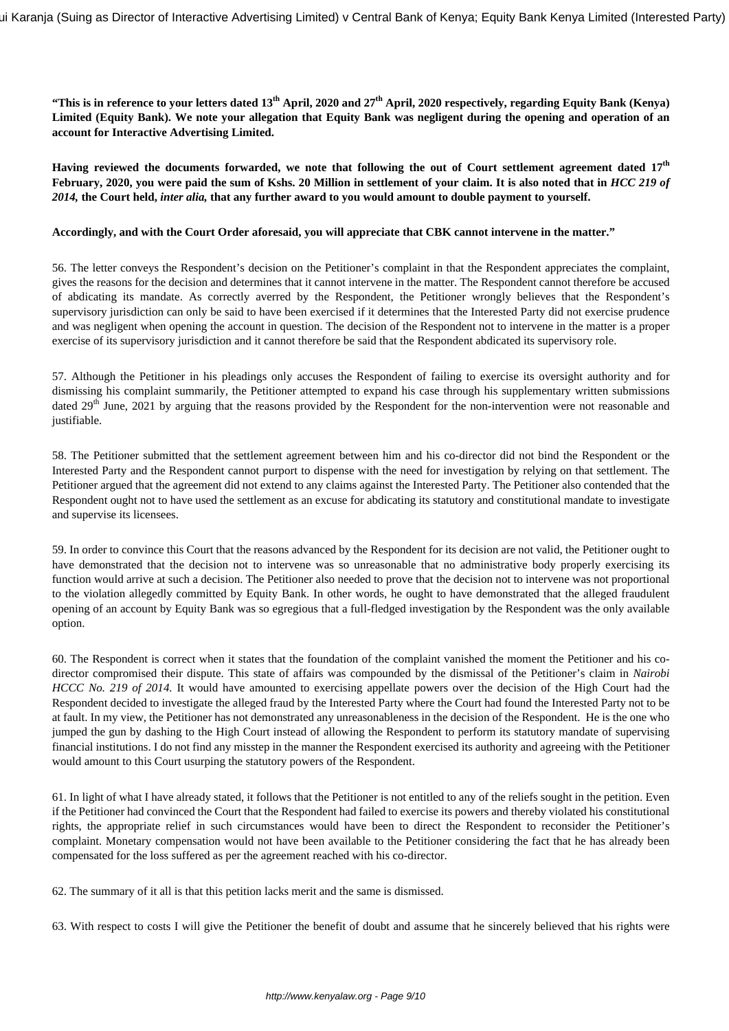**"This is in reference to your letters dated 13th April, 2020 and 27th April, 2020 respectively, regarding Equity Bank (Kenya) Limited (Equity Bank). We note your allegation that Equity Bank was negligent during the opening and operation of an account for Interactive Advertising Limited.**

**Having reviewed the documents forwarded, we note that following the out of Court settlement agreement dated 17th February, 2020, you were paid the sum of Kshs. 20 Million in settlement of your claim. It is also noted that in *HCC 219 of 2014,* the Court held, *inter alia,* that any further award to you would amount to double payment to yourself.**

**Accordingly, and with the Court Order aforesaid, you will appreciate that CBK cannot intervene in the matter."**

56. The letter conveys the Respondent's decision on the Petitioner's complaint in that the Respondent appreciates the complaint, gives the reasons for the decision and determines that it cannot intervene in the matter. The Respondent cannot therefore be accused of abdicating its mandate. As correctly averred by the Respondent, the Petitioner wrongly believes that the Respondent's supervisory jurisdiction can only be said to have been exercised if it determines that the Interested Party did not exercise prudence and was negligent when opening the account in question. The decision of the Respondent not to intervene in the matter is a proper exercise of its supervisory jurisdiction and it cannot therefore be said that the Respondent abdicated its supervisory role.

57. Although the Petitioner in his pleadings only accuses the Respondent of failing to exercise its oversight authority and for dismissing his complaint summarily, the Petitioner attempted to expand his case through his supplementary written submissions dated 29th June, 2021 by arguing that the reasons provided by the Respondent for the non-intervention were not reasonable and justifiable.

58. The Petitioner submitted that the settlement agreement between him and his co-director did not bind the Respondent or the Interested Party and the Respondent cannot purport to dispense with the need for investigation by relying on that settlement. The Petitioner argued that the agreement did not extend to any claims against the Interested Party. The Petitioner also contended that the Respondent ought not to have used the settlement as an excuse for abdicating its statutory and constitutional mandate to investigate and supervise its licensees.

59. In order to convince this Court that the reasons advanced by the Respondent for its decision are not valid, the Petitioner ought to have demonstrated that the decision not to intervene was so unreasonable that no administrative body properly exercising its function would arrive at such a decision. The Petitioner also needed to prove that the decision not to intervene was not proportional to the violation allegedly committed by Equity Bank. In other words, he ought to have demonstrated that the alleged fraudulent opening of an account by Equity Bank was so egregious that a full-fledged investigation by the Respondent was the only available option.

60. The Respondent is correct when it states that the foundation of the complaint vanished the moment the Petitioner and his co-director compromised their dispute. This state of affairs was compounded by the dismissal of the Petitioner's claim in *Nairobi HCCC No. 219 of 2014.* It would have amounted to exercising appellate powers over the decision of the High Court had the Respondent decided to investigate the alleged fraud by the Interested Party where the Court had found the Interested Party not to be at fault. In my view, the Petitioner has not demonstrated any unreasonableness in the decision of the Respondent. He is the one who jumped the gun by dashing to the High Court instead of allowing the Respondent to perform its statutory mandate of supervising financial institutions. I do not find any misstep in the manner the Respondent exercised its authority and agreeing with the Petitioner would amount to this Court usurping the statutory powers of the Respondent.

61. In light of what I have already stated, it follows that the Petitioner is not entitled to any of the reliefs sought in the petition. Even if the Petitioner had convinced the Court that the Respondent had failed to exercise its powers and thereby violated his constitutional rights, the appropriate relief in such circumstances would have been to direct the Respondent to reconsider the Petitioner's complaint. Monetary compensation would not have been available to the Petitioner considering the fact that he has already been compensated for the loss suffered as per the agreement reached with his co-director.

62. The summary of it all is that this petition lacks merit and the same is dismissed.

63. With respect to costs I will give the Petitioner the benefit of doubt and assume that he sincerely believed that his rights were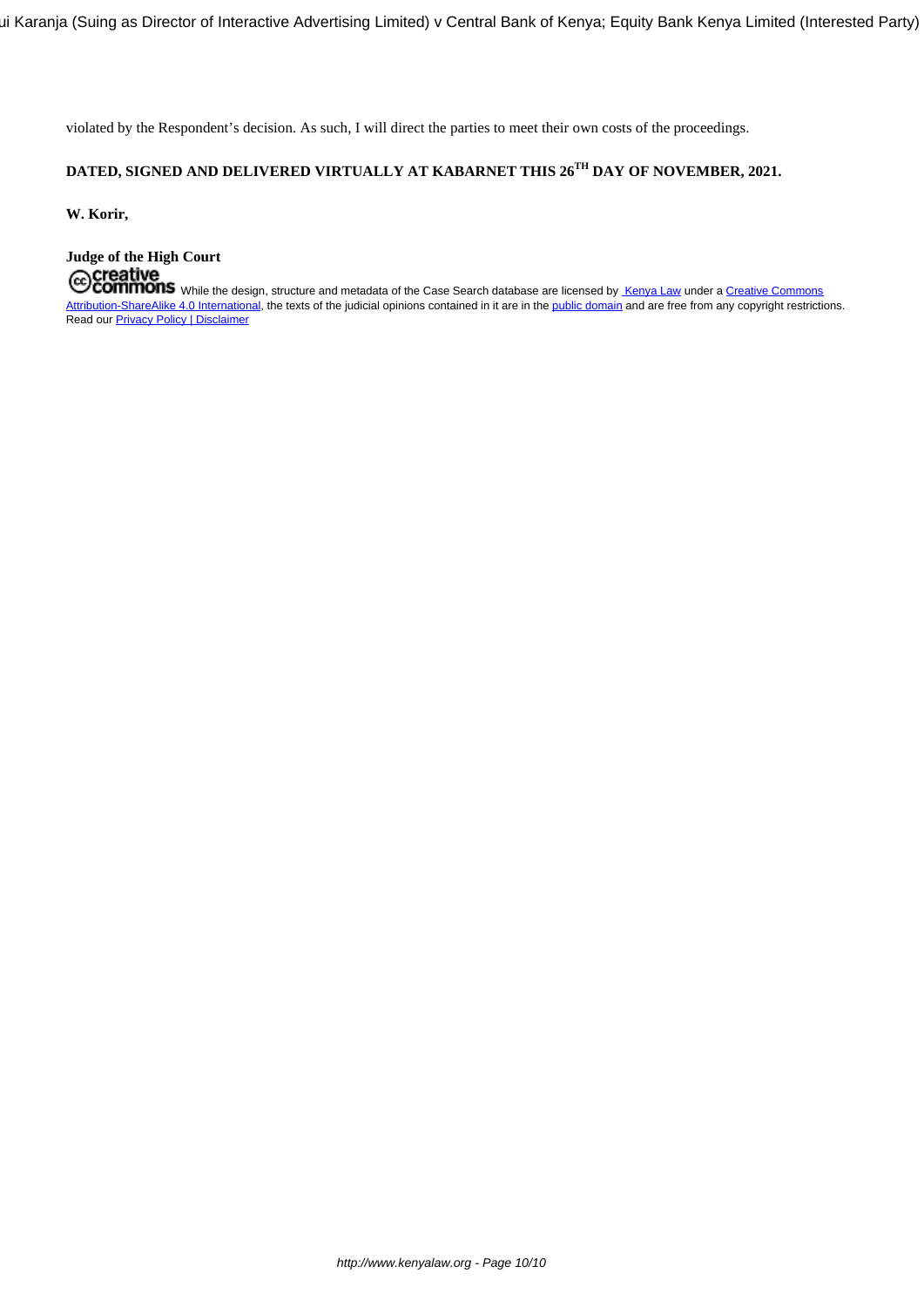violated by the Respondent's decision. As such, I will direct the parties to meet their own costs of the proceedings.

**DATED, SIGNED AND DELIVERED VIRTUALLY AT KABARNET THIS 26TH DAY OF NOVEMBER, 2021.**

**W. Korir,**

**Judge of the High Court**

While the design, structure and metadata of the Case Search database are licensed by Kenya Law under a Creative Commons Attribution-ShareAlike 4.0 International, the texts of the judicial opinions contained in it are in the public domain and are free from any copyright restrictions. Read our Privacy Policy | Disclaimer